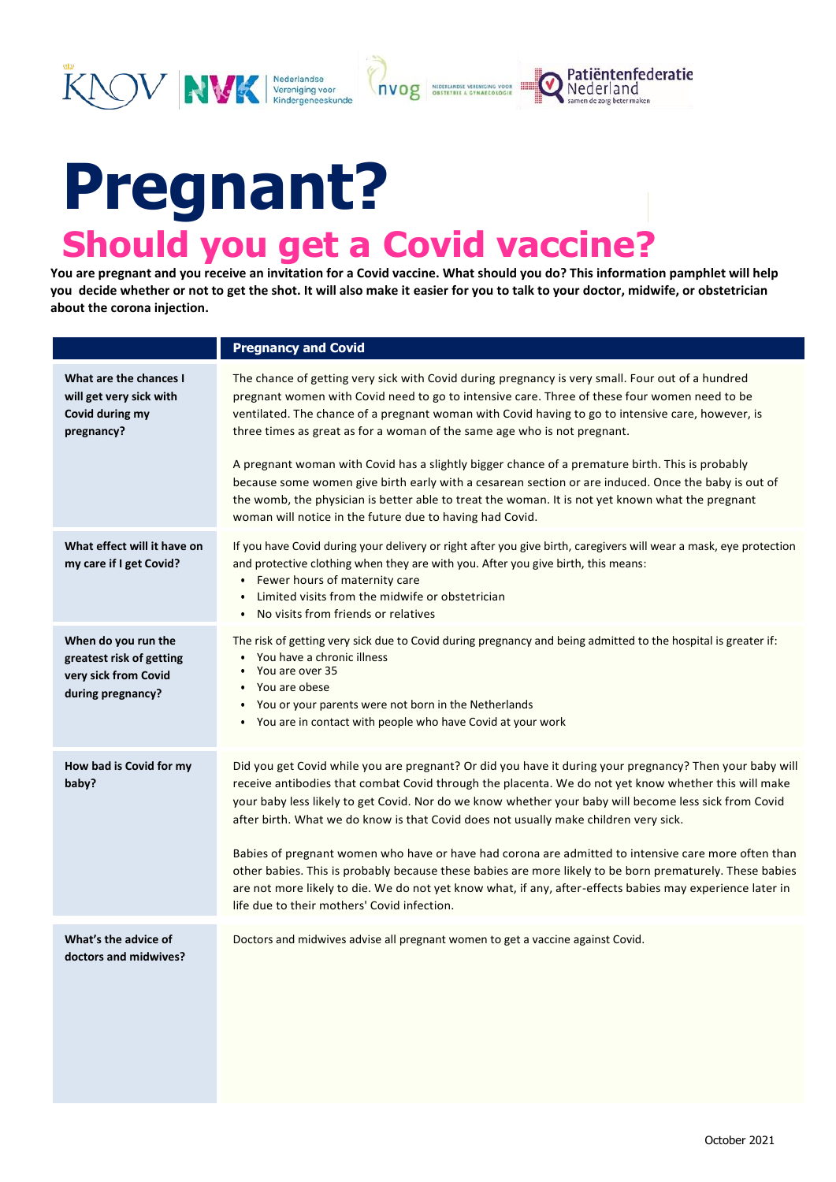# Pregnant?

## Should you get a Covid vaccine?

**You are pregnant and you receive an invitation for a Covid vaccine. What should you do? This information pamphlet will help you decide whether or not to get the shot. It will also make it easier for you to talk to your doctor, midwife, or obstetrician about the corona injection.**

| | **Pregnancy and Covid** |
|---|---|
| **What are the chances I will get very sick with Covid during my pregnancy?** | The chance of getting very sick with Covid during pregnancy is very small. Four out of a hundred pregnant women with Covid need to go to intensive care. Three of these four women need to be ventilated. The chance of a pregnant woman with Covid having to go to intensive care, however, is three times as great as for a woman of the same age who is not pregnant.<br><br>A pregnant woman with Covid has a slightly bigger chance of a premature birth. This is probably because some women give birth early with a cesarean section or are induced. Once the baby is out of the womb, the physician is better able to treat the woman. It is not yet known what the pregnant woman will notice in the future due to having had Covid. |
| **What effect will it have on my care if I get Covid?** | If you have Covid during your delivery or right after you give birth, caregivers will wear a mask, eye protection and protective clothing when they are with you. After you give birth, this means:<br>• Fewer hours of maternity care<br>• Limited visits from the midwife or obstetrician<br>• No visits from friends or relatives |
| **When do you run the greatest risk of getting very sick from Covid during pregnancy?** | The risk of getting very sick due to Covid during pregnancy and being admitted to the hospital is greater if:<br>• You have a chronic illness<br>• You are over 35<br>• You are obese<br>• You or your parents were not born in the Netherlands<br>• You are in contact with people who have Covid at your work |
| **How bad is Covid for my baby?** | Did you get Covid while you are pregnant? Or did you have it during your pregnancy? Then your baby will receive antibodies that combat Covid through the placenta. We do not yet know whether this will make your baby less likely to get Covid. Nor do we know whether your baby will become less sick from Covid after birth. What we do know is that Covid does not usually make children very sick.<br><br>Babies of pregnant women who have or have had corona are admitted to intensive care more often than other babies. This is probably because these babies are more likely to be born prematurely. These babies are not more likely to die. We do not yet know what, if any, after-effects babies may experience later in life due to their mothers' Covid infection. |
| **What's the advice of doctors and midwives?** | Doctors and midwives advise all pregnant women to get a vaccine against Covid. |

October 2021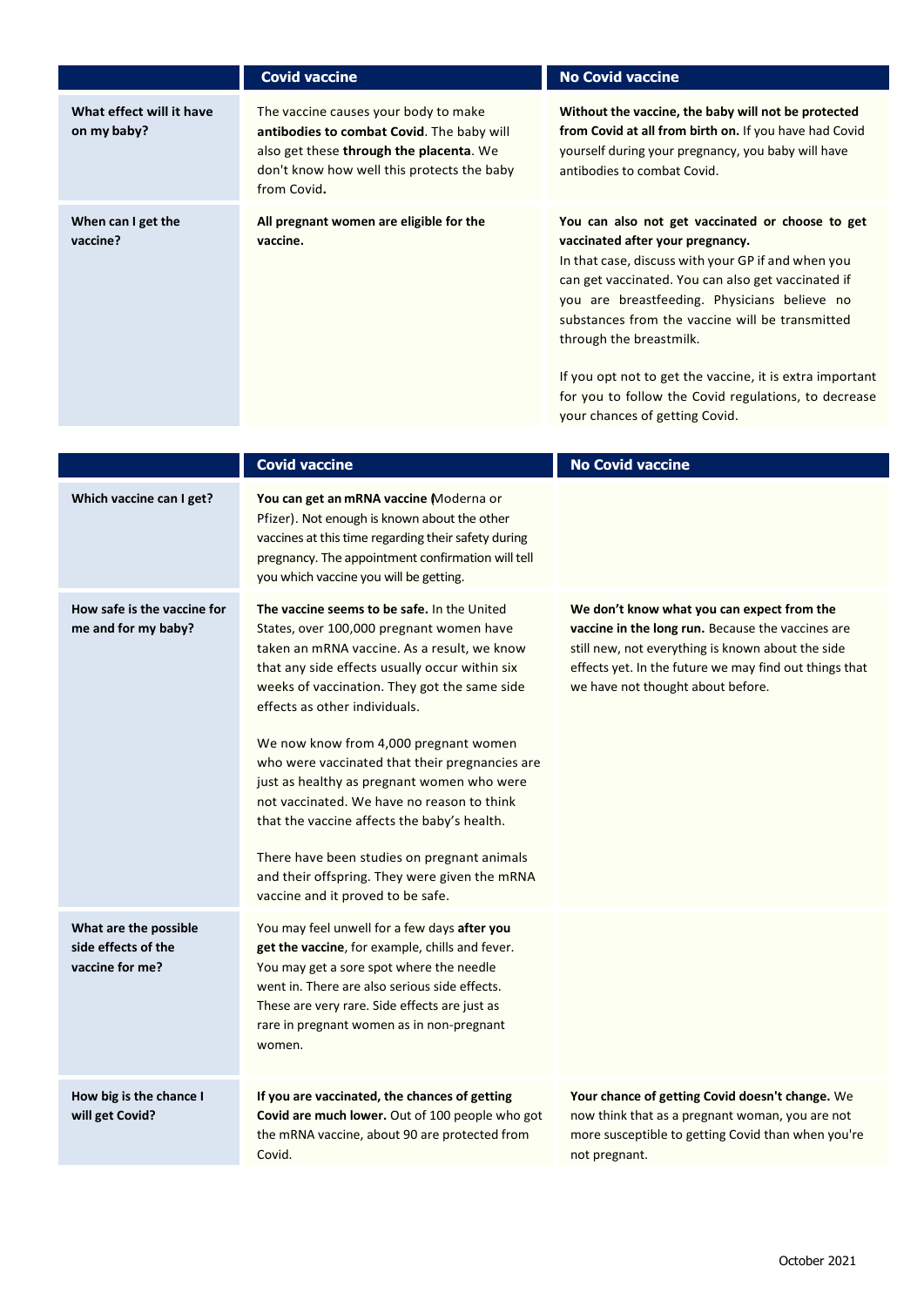| | Covid vaccine | No Covid vaccine |
|---|---|---|
| **What effect will it have on my baby?** | The vaccine causes your body to make **antibodies to combat Covid**. The baby will also get these **through the placenta**. We don't know how well this protects the baby from Covid**.** | **Without the vaccine, the baby will not be protected from Covid at all from birth on.** If you have had Covid yourself during your pregnancy, you baby will have antibodies to combat Covid. |
| **When can I get the vaccine?** | **All pregnant women are eligible for the vaccine.** | **You can also not get vaccinated or choose to get vaccinated after your pregnancy.** In that case, discuss with your GP if and when you can get vaccinated. You can also get vaccinated if you are breastfeeding. Physicians believe no substances from the vaccine will be transmitted through the breastmilk. <br><br> If you opt not to get the vaccine, it is extra important for you to follow the Covid regulations, to decrease your chances of getting Covid. |

| | Covid vaccine | No Covid vaccine |
|---|---|---|
| **Which vaccine can I get?** | **You can get an mRNA vaccine (**Moderna or Pfizer). Not enough is known about the other vaccines at this time regarding their safety during pregnancy. The appointment confirmation will tell you which vaccine you will be getting. | |
| **How safe is the vaccine for me and for my baby?** | **The vaccine seems to be safe.** In the United States, over 100,000 pregnant women have taken an mRNA vaccine. As a result, we know that any side effects usually occur within six weeks of vaccination. They got the same side effects as other individuals. <br><br> We now know from 4,000 pregnant women who were vaccinated that their pregnancies are just as healthy as pregnant women who were not vaccinated. We have no reason to think that the vaccine affects the baby's health. <br><br> There have been studies on pregnant animals and their offspring. They were given the mRNA vaccine and it proved to be safe. | **We don't know what you can expect from the vaccine in the long run.** Because the vaccines are still new, not everything is known about the side effects yet. In the future we may find out things that we have not thought about before. |
| **What are the possible side effects of the vaccine for me?** | You may feel unwell for a few days **after you get the vaccine**, for example, chills and fever. You may get a sore spot where the needle went in. There are also serious side effects. These are very rare. Side effects are just as rare in pregnant women as in non-pregnant women. | |
| **How big is the chance I will get Covid?** | **If you are vaccinated, the chances of getting Covid are much lower.** Out of 100 people who got the mRNA vaccine, about 90 are protected from Covid. | **Your chance of getting Covid doesn't change.** We now think that as a pregnant woman, you are not more susceptible to getting Covid than when you're not pregnant. |

October 2021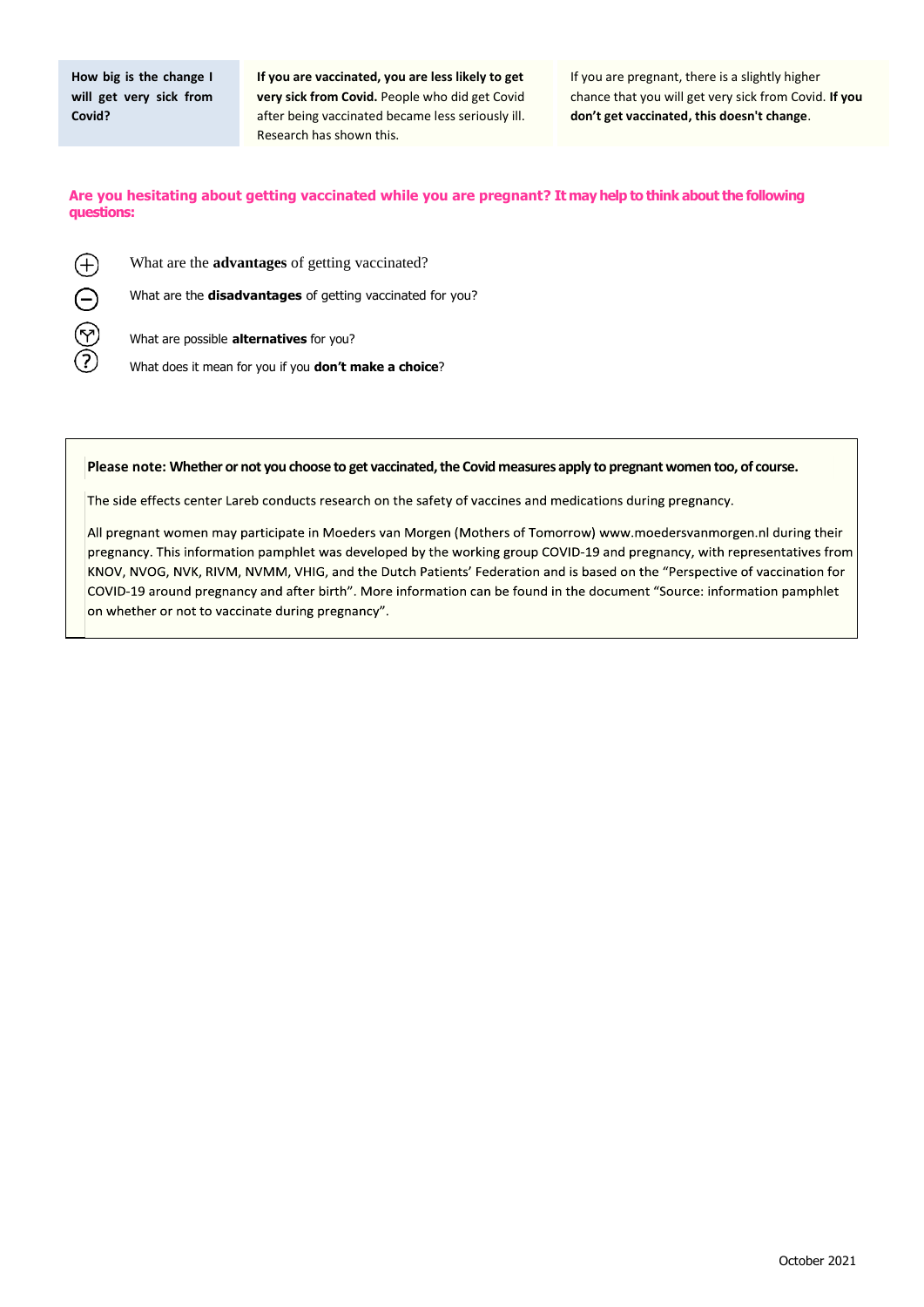| | | |
|---|---|---|
| **How big is the change I will get very sick from Covid?** | **If you are vaccinated, you are less likely to get very sick from Covid.** People who did get Covid after being vaccinated became less seriously ill. Research has shown this. | If you are pregnant, there is a slightly higher chance that you will get very sick from Covid. **If you don't get vaccinated, this doesn't change**. |

**Are you hesitating about getting vaccinated while you are pregnant? It may help to think about the following questions:**

- What are the **advantages** of getting vaccinated?
- What are the **disadvantages** of getting vaccinated for you?
- What are possible **alternatives** for you?
- What does it mean for you if you **don't make a choice**?

**Please note: Whether or not you choose to get vaccinated, the Covid measures apply to pregnant women too, of course.**

The side effects center Lareb conducts research on the safety of vaccines and medications during pregnancy.

All pregnant women may participate in Moeders van Morgen (Mothers of Tomorrow) www.moedersvanmorgen.nl during their pregnancy. This information pamphlet was developed by the working group COVID-19 and pregnancy, with representatives from KNOV, NVOG, NVK, RIVM, NVMM, VHIG, and the Dutch Patients' Federation and is based on the "Perspective of vaccination for COVID-19 around pregnancy and after birth". More information can be found in the document "Source: information pamphlet on whether or not to vaccinate during pregnancy".

October 2021